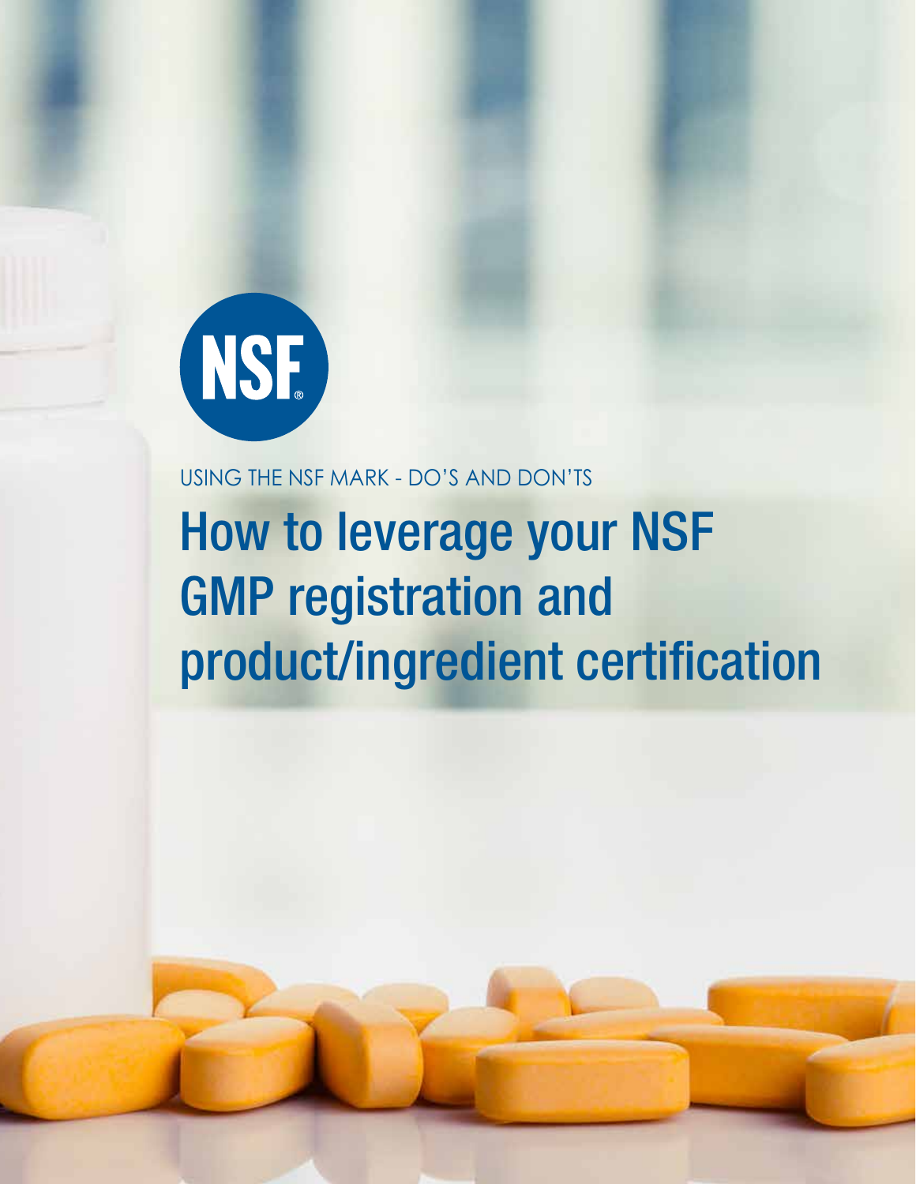NSF

USING THE NSF MARK - DO'S AND DON'TS

# How to leverage your NSF GMP registration and product/ingredient certification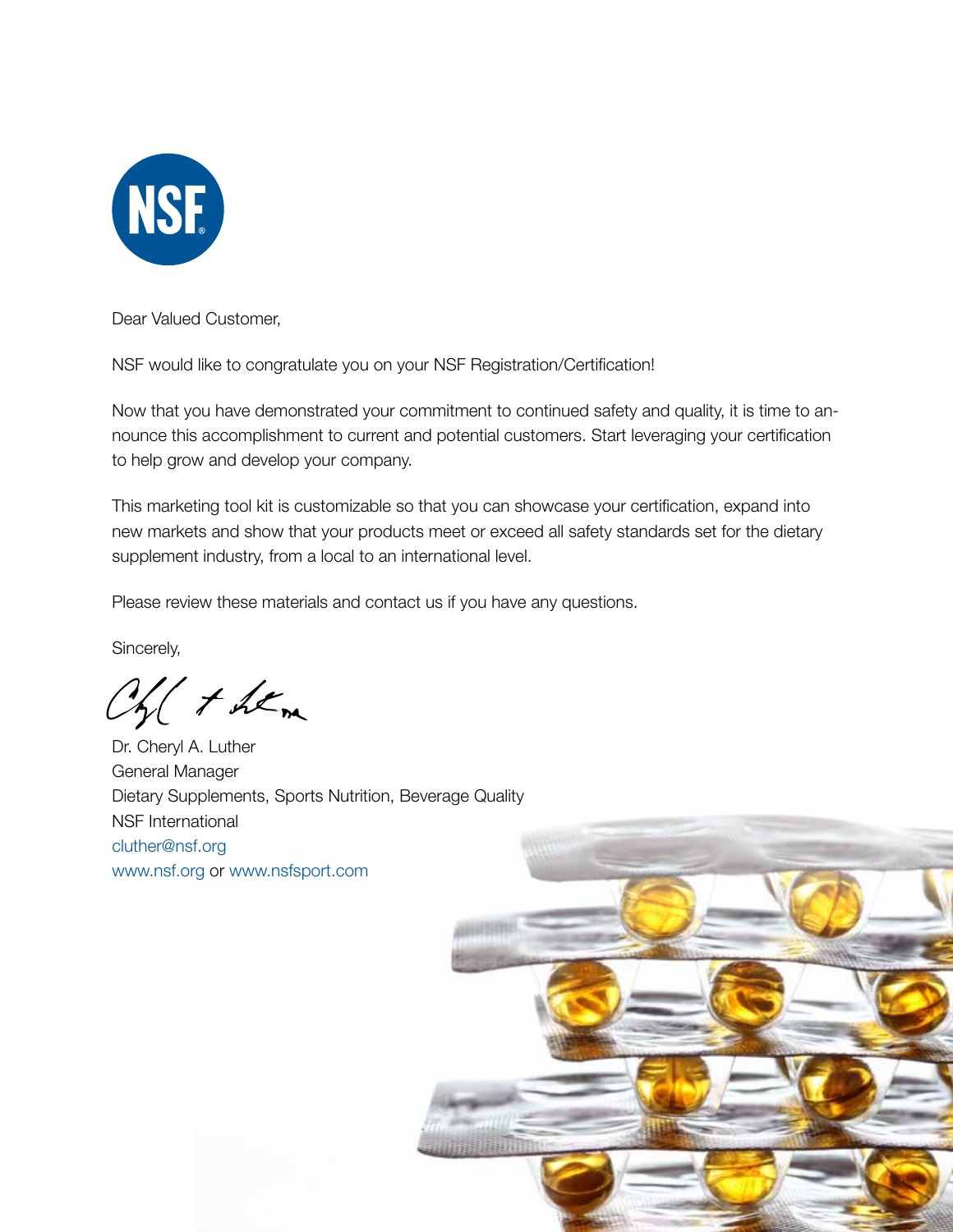Dear Valued Customer,

NSF would like to congratulate you on your NSF Registration/Certification!

Now that you have demonstrated your commitment to continued safety and quality, it is time to announce this accomplishment to current and potential customers. Start leveraging your certification to help grow and develop your company.

This marketing tool kit is customizable so that you can showcase your certification, expand into new markets and show that your products meet or exceed all safety standards set for the dietary supplement industry, from a local to an international level.

Please review these materials and contact us if you have any questions.

Sincerely,

Dr. Cheryl A. Luther
General Manager
Dietary Supplements, Sports Nutrition, Beverage Quality
NSF International
cluther@nsf.org
www.nsf.org or www.nsfsport.com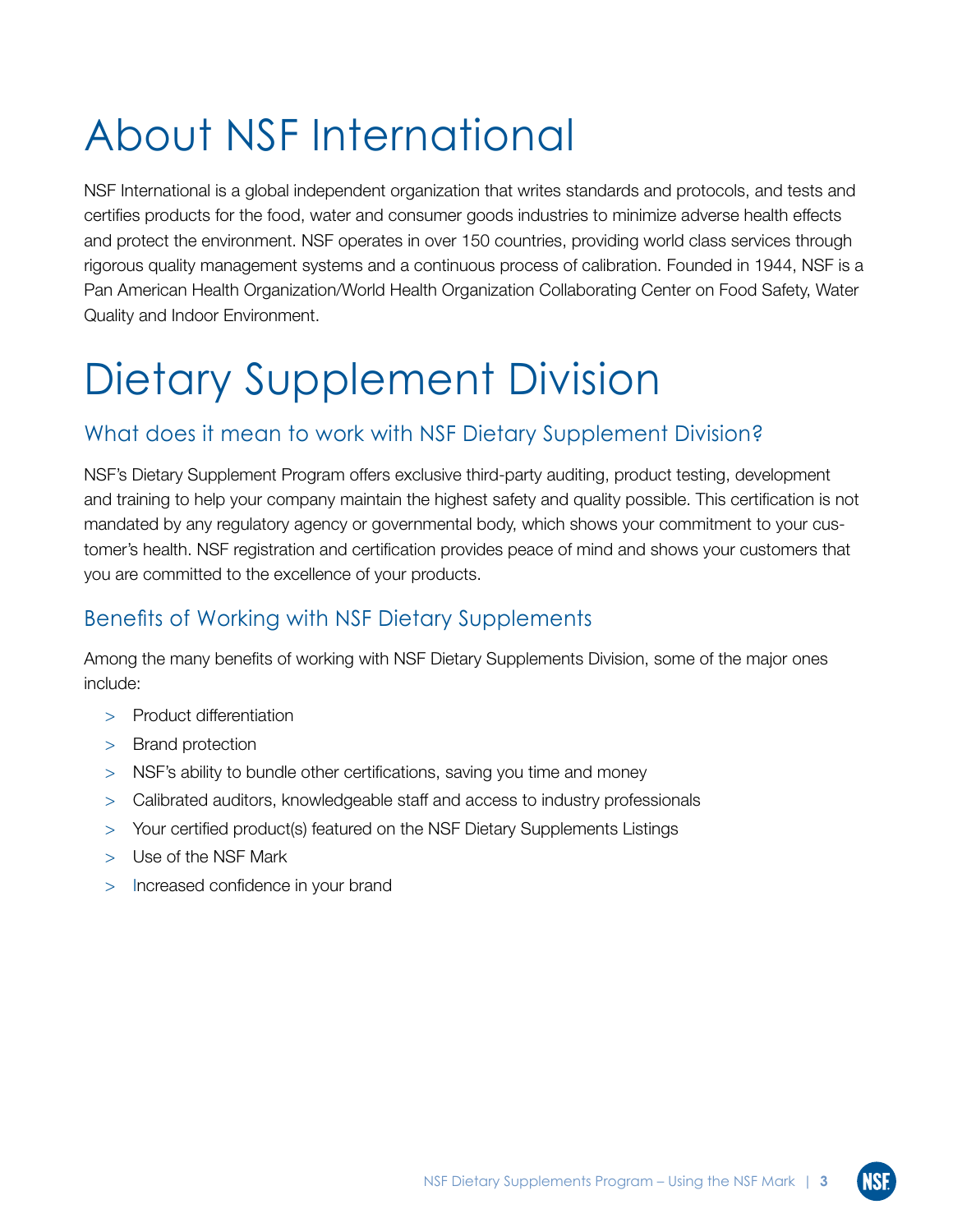# About NSF International

NSF International is a global independent organization that writes standards and protocols, and tests and certifies products for the food, water and consumer goods industries to minimize adverse health effects and protect the environment. NSF operates in over 150 countries, providing world class services through rigorous quality management systems and a continuous process of calibration. Founded in 1944, NSF is a Pan American Health Organization/World Health Organization Collaborating Center on Food Safety, Water Quality and Indoor Environment.

# Dietary Supplement Division

## What does it mean to work with NSF Dietary Supplement Division?

NSF's Dietary Supplement Program offers exclusive third-party auditing, product testing, development and training to help your company maintain the highest safety and quality possible. This certification is not mandated by any regulatory agency or governmental body, which shows your commitment to your customer's health. NSF registration and certification provides peace of mind and shows your customers that you are committed to the excellence of your products.

## Benefits of Working with NSF Dietary Supplements

Among the many benefits of working with NSF Dietary Supplements Division, some of the major ones include:

- Product differentiation
- Brand protection
- NSF's ability to bundle other certifications, saving you time and money
- Calibrated auditors, knowledgeable staff and access to industry professionals
- Your certified product(s) featured on the NSF Dietary Supplements Listings
- Use of the NSF Mark
- Increased confidence in your brand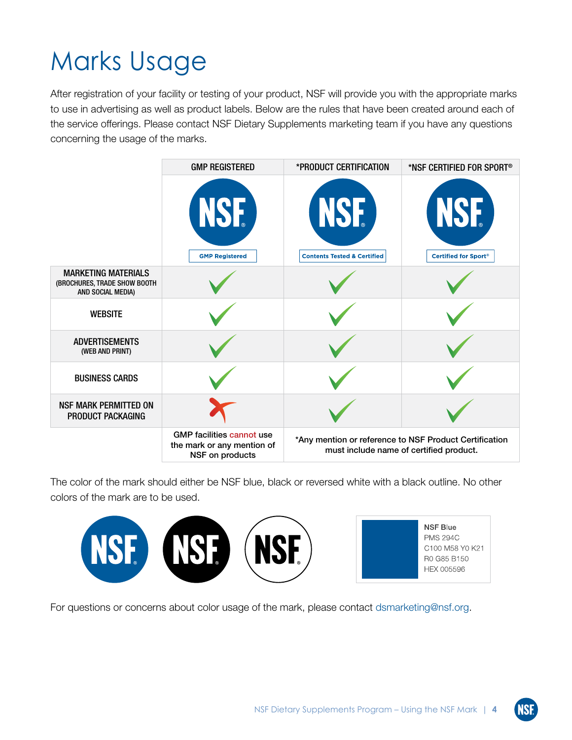# Marks Usage

After registration of your facility or testing of your product, NSF will provide you with the appropriate marks to use in advertising as well as product labels. Below are the rules that have been created around each of the service offerings. Please contact NSF Dietary Supplements marketing team if you have any questions concerning the usage of the marks.

| | GMP REGISTERED | *PRODUCT CERTIFICATION | *NSF CERTIFIED FOR SPORT® |
|---|---|---|---|
| | NSF – GMP Registered | NSF – Contents Tested & Certified | NSF – Certified for Sport® |
| MARKETING MATERIALS (BROCHURES, TRADE SHOW BOOTH AND SOCIAL MEDIA) | ✓ | ✓ | ✓ |
| WEBSITE | ✓ | ✓ | ✓ |
| ADVERTISEMENTS (WEB AND PRINT) | ✓ | ✓ | ✓ |
| BUSINESS CARDS | ✓ | ✓ | ✓ |
| NSF MARK PERMITTED ON PRODUCT PACKAGING | ✗ | ✓ | ✓ |
| | GMP facilities cannot use the mark or any mention of NSF on products | *Any mention or reference to NSF Product Certification must include name of certified product. | |

The color of the mark should either be NSF blue, black or reversed white with a black outline. No other colors of the mark are to be used.

**NSF Blue**
PMS 294C
C100 M58 Y0 K21
R0 G85 B150
HEX 005596

For questions or concerns about color usage of the mark, please contact dsmarketing@nsf.org.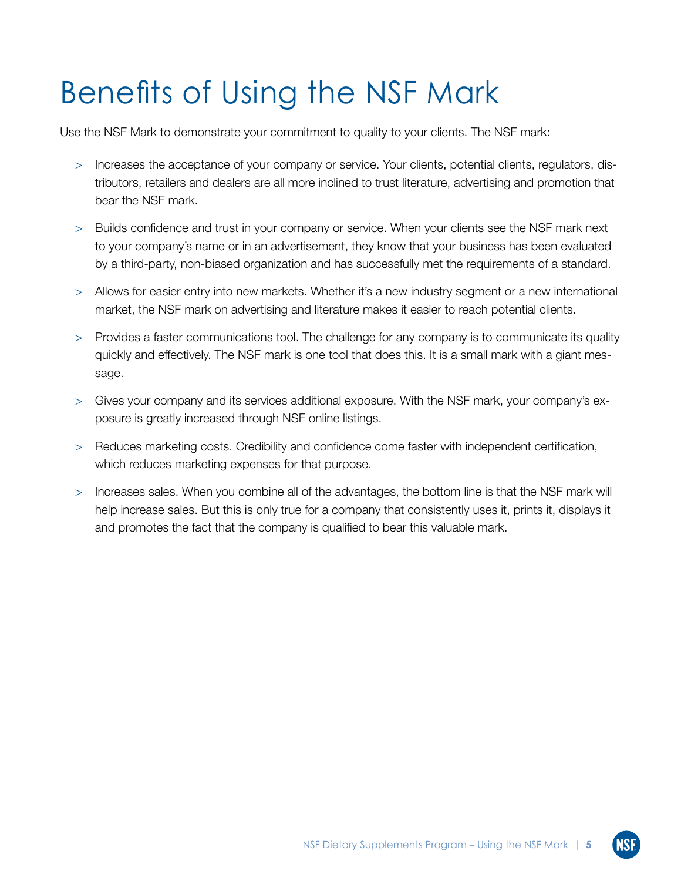# Benefits of Using the NSF Mark

Use the NSF Mark to demonstrate your commitment to quality to your clients. The NSF mark:

- Increases the acceptance of your company or service. Your clients, potential clients, regulators, distributors, retailers and dealers are all more inclined to trust literature, advertising and promotion that bear the NSF mark.
- Builds confidence and trust in your company or service. When your clients see the NSF mark next to your company's name or in an advertisement, they know that your business has been evaluated by a third-party, non-biased organization and has successfully met the requirements of a standard.
- Allows for easier entry into new markets. Whether it's a new industry segment or a new international market, the NSF mark on advertising and literature makes it easier to reach potential clients.
- Provides a faster communications tool. The challenge for any company is to communicate its quality quickly and effectively. The NSF mark is one tool that does this. It is a small mark with a giant message.
- Gives your company and its services additional exposure. With the NSF mark, your company's exposure is greatly increased through NSF online listings.
- Reduces marketing costs. Credibility and confidence come faster with independent certification, which reduces marketing expenses for that purpose.
- Increases sales. When you combine all of the advantages, the bottom line is that the NSF mark will help increase sales. But this is only true for a company that consistently uses it, prints it, displays it and promotes the fact that the company is qualified to bear this valuable mark.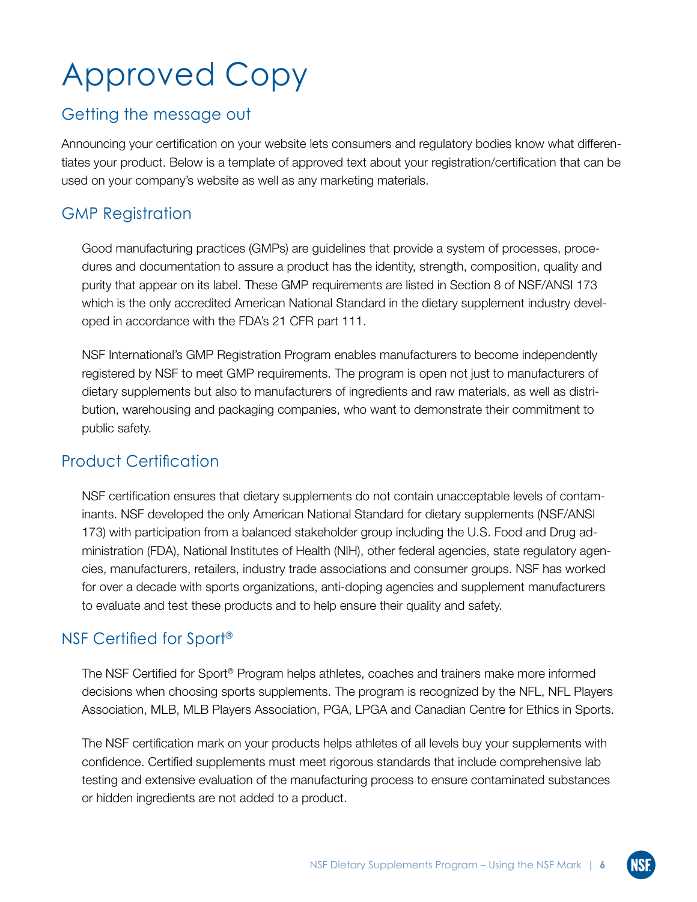# Approved Copy

## Getting the message out

Announcing your certification on your website lets consumers and regulatory bodies know what differentiates your product. Below is a template of approved text about your registration/certification that can be used on your company's website as well as any marketing materials.

## GMP Registration

Good manufacturing practices (GMPs) are guidelines that provide a system of processes, procedures and documentation to assure a product has the identity, strength, composition, quality and purity that appear on its label. These GMP requirements are listed in Section 8 of NSF/ANSI 173 which is the only accredited American National Standard in the dietary supplement industry developed in accordance with the FDA's 21 CFR part 111.

NSF International's GMP Registration Program enables manufacturers to become independently registered by NSF to meet GMP requirements. The program is open not just to manufacturers of dietary supplements but also to manufacturers of ingredients and raw materials, as well as distribution, warehousing and packaging companies, who want to demonstrate their commitment to public safety.

## Product Certification

NSF certification ensures that dietary supplements do not contain unacceptable levels of contaminants. NSF developed the only American National Standard for dietary supplements (NSF/ANSI 173) with participation from a balanced stakeholder group including the U.S. Food and Drug administration (FDA), National Institutes of Health (NIH), other federal agencies, state regulatory agencies, manufacturers, retailers, industry trade associations and consumer groups. NSF has worked for over a decade with sports organizations, anti-doping agencies and supplement manufacturers to evaluate and test these products and to help ensure their quality and safety.

## NSF Certified for Sport®

The NSF Certified for Sport® Program helps athletes, coaches and trainers make more informed decisions when choosing sports supplements. The program is recognized by the NFL, NFL Players Association, MLB, MLB Players Association, PGA, LPGA and Canadian Centre for Ethics in Sports.

The NSF certification mark on your products helps athletes of all levels buy your supplements with confidence. Certified supplements must meet rigorous standards that include comprehensive lab testing and extensive evaluation of the manufacturing process to ensure contaminated substances or hidden ingredients are not added to a product.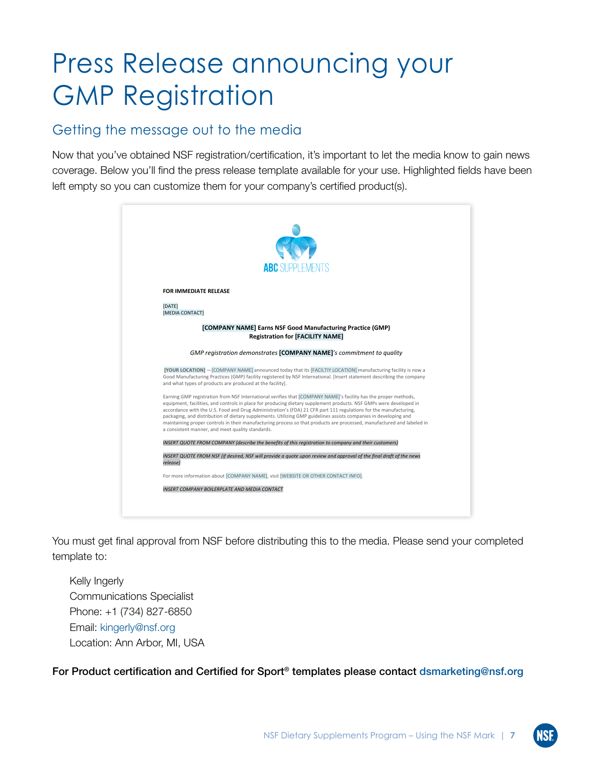# Press Release announcing your GMP Registration

## Getting the message out to the media

Now that you've obtained NSF registration/certification, it's important to let the media know to gain news coverage. Below you'll find the press release template available for your use. Highlighted fields have been left empty so you can customize them for your company's certified product(s).

ABC SUPPLEMENTS

**FOR IMMEDIATE RELEASE**

[DATE]
[MEDIA CONTACT]

**[COMPANY NAME] Earns NSF Good Manufacturing Practice (GMP) Registration for [FACILITY NAME]**

*GMP registration demonstrates* ***[COMPANY NAME]****'s commitment to quality*

**[YOUR LOCATION]** —[COMPANY NAME] announced today that its [FACILTIY LOCATION] manufacturing facility is now a Good Manufacturing Practices (GMP) facility registered by NSF International. [Insert statement describing the company and what types of products are produced at the facility].

Earning GMP registration from NSF International verifies that [COMPANY NAME]'s facility has the proper methods, equipment, facilities, and controls in place for producing dietary supplement products. NSF GMPs were developed in accordance with the U.S. Food and Drug Administration's (FDA) 21 CFR part 111 regulations for the manufacturing, packaging, and distribution of dietary supplements. Utilizing GMP guidelines assists companies in developing and maintaining proper controls in their manufacturing process so that products are processed, manufactured and labeled in a consistent manner, and meet quality standards.

*INSERT QUOTE FROM COMPANY (describe the benefits of this registration to company and their customers)*

*INSERT QUOTE FROM NSF (if desired, NSF will provide a quote upon review and approval of the final draft of the news release)*

For more information about [COMPANY NAME], visit [WEBSITE OR OTHER CONTACT INFO].

*INSERT COMPANY BOILERPLATE AND MEDIA CONTACT*

You must get final approval from NSF before distributing this to the media. Please send your completed template to:

Kelly Ingerly
Communications Specialist
Phone: +1 (734) 827-6850
Email: kingerly@nsf.org
Location: Ann Arbor, MI, USA

**For Product certification and Certified for Sport® templates please contact dsmarketing@nsf.org**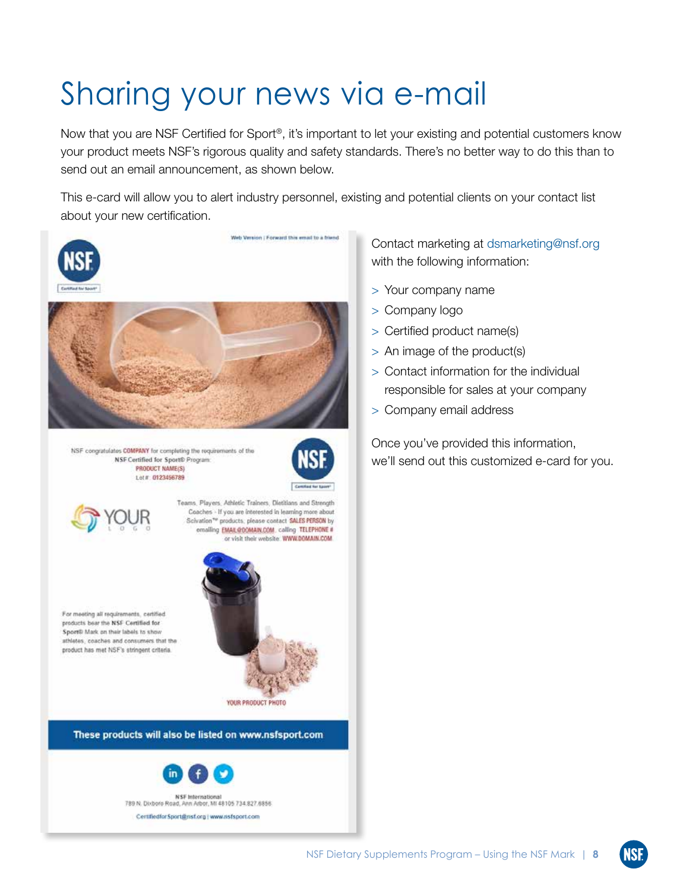# Sharing your news via e-mail

Now that you are NSF Certified for Sport®, it's important to let your existing and potential customers know your product meets NSF's rigorous quality and safety standards. There's no better way to do this than to send out an email announcement, as shown below.

This e-card will allow you to alert industry personnel, existing and potential clients on your contact list about your new certification.

Web Version | Forward this email to a friend

NSF congratulates COMPANY for completing the requirements of the NSF Certified for Sport® Program:
PRODUCT NAME(S)
Lot # 0123456789

Teams, Players, Athletic Trainers, Dietitians and Strength Coaches - If you are interested in learning more about Scivation™ products, please contact SALES PERSON by emailing EMAIL@DOMAIN.COM, calling TELEPHONE # or visit their website: WWW.DOMAIN.COM

For meeting all requirements, certified products bear the NSF Certified for Sport® Mark on their labels to show athletes, coaches and consumers that the product has met NSF's stringent criteria.

YOUR PRODUCT PHOTO

These products will also be listed on www.nsfsport.com

NSF International
789 N. Dixboro Road, Ann Arbor, MI 48105 734.827.6856
CertifiedforSport@nsf.org | www.nsfsport.com

Contact marketing at dsmarketing@nsf.org with the following information:

- Your company name
- Company logo
- Certified product name(s)
- An image of the product(s)
- Contact information for the individual responsible for sales at your company
- Company email address

Once you've provided this information, we'll send out this customized e-card for you.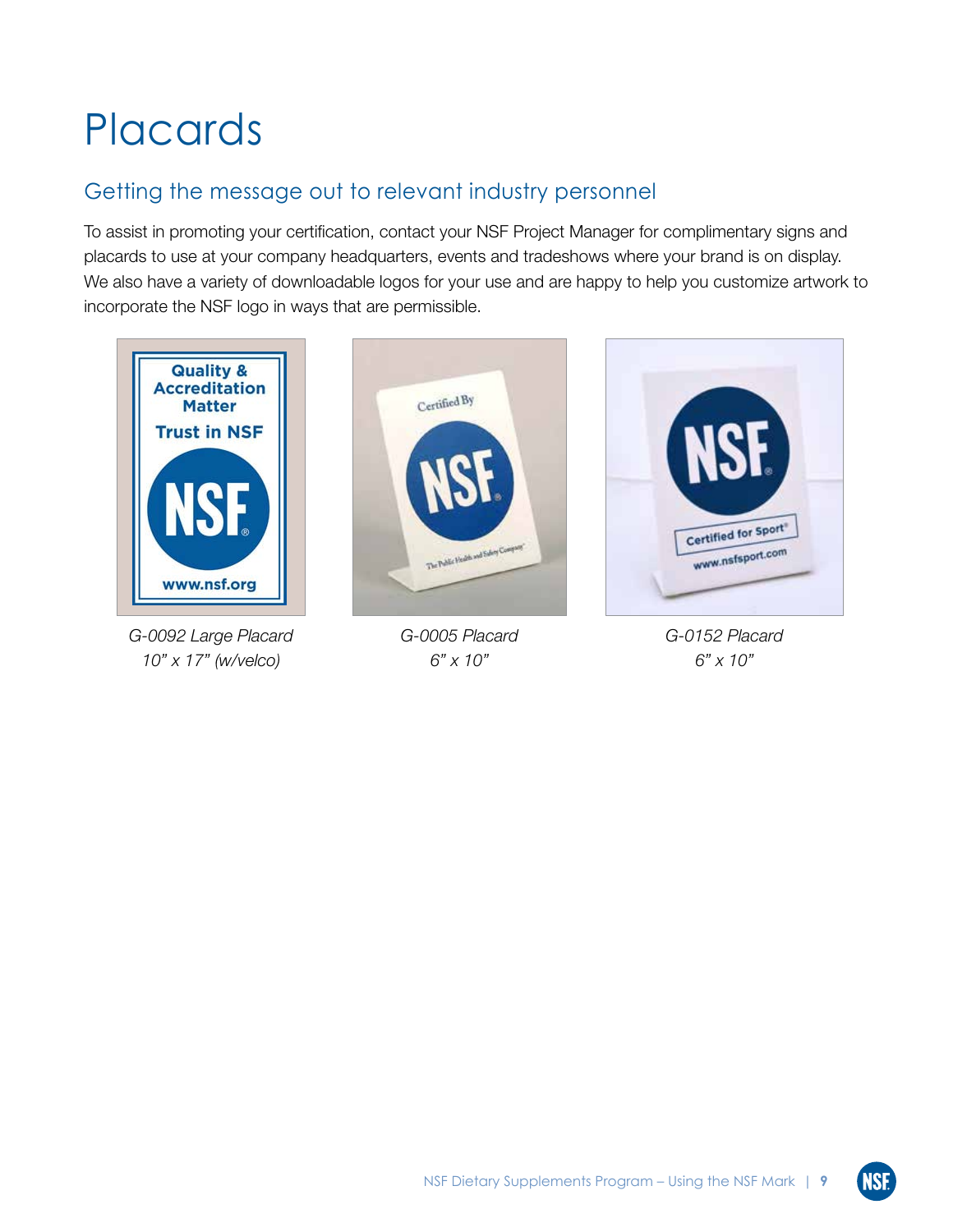# Placards

## Getting the message out to relevant industry personnel

To assist in promoting your certification, contact your NSF Project Manager for complimentary signs and placards to use at your company headquarters, events and tradeshows where your brand is on display. We also have a variety of downloadable logos for your use and are happy to help you customize artwork to incorporate the NSF logo in ways that are permissible.

*G-0092 Large Placard*
*10" x 17" (w/velco)*

*G-0005 Placard*
*6" x 10"*

*G-0152 Placard*
*6" x 10"*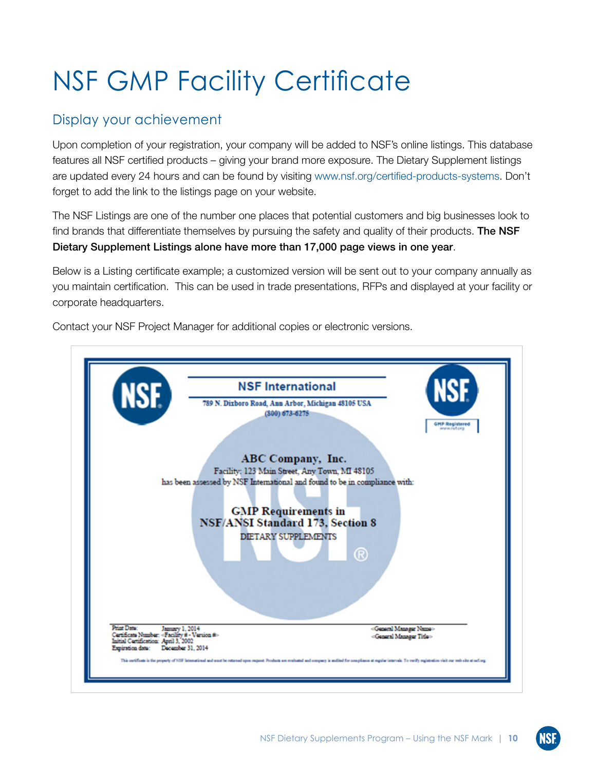# NSF GMP Facility Certificate

## Display your achievement

Upon completion of your registration, your company will be added to NSF's online listings. This database features all NSF certified products – giving your brand more exposure. The Dietary Supplement listings are updated every 24 hours and can be found by visiting www.nsf.org/certified-products-systems. Don't forget to add the link to the listings page on your website.

The NSF Listings are one of the number one places that potential customers and big businesses look to find brands that differentiate themselves by pursuing the safety and quality of their products. **The NSF Dietary Supplement Listings alone have more than 17,000 page views in one year**.

Below is a Listing certificate example; a customized version will be sent out to your company annually as you maintain certification. This can be used in trade presentations, RFPs and displayed at your facility or corporate headquarters.

Contact your NSF Project Manager for additional copies or electronic versions.

NSF International

789 N. Dixboro Road, Ann Arbor, Michigan 48105 USA
(800) 673-6275

GMP Registered
www.nsf.org

ABC Company, Inc.
Facility: 123 Main Street, Any Town, MI 48105
has been assessed by NSF International and found to be in compliance with:

GMP Requirements in
NSF/ANSI Standard 173, Section 8
DIETARY SUPPLEMENTS

Print Date: January 1, 2014
Certificate Number: <Facility # - Version #>
Initial Certification: April 3, 2002
Expiration date: December 31, 2014

<General Manager Name>
<General Manager Title>

This certificate is the property of NSF International and must be returned upon request. Products are evaluated and company is audited for compliance at regular intervals. To verify registration visit our web site at nsf.org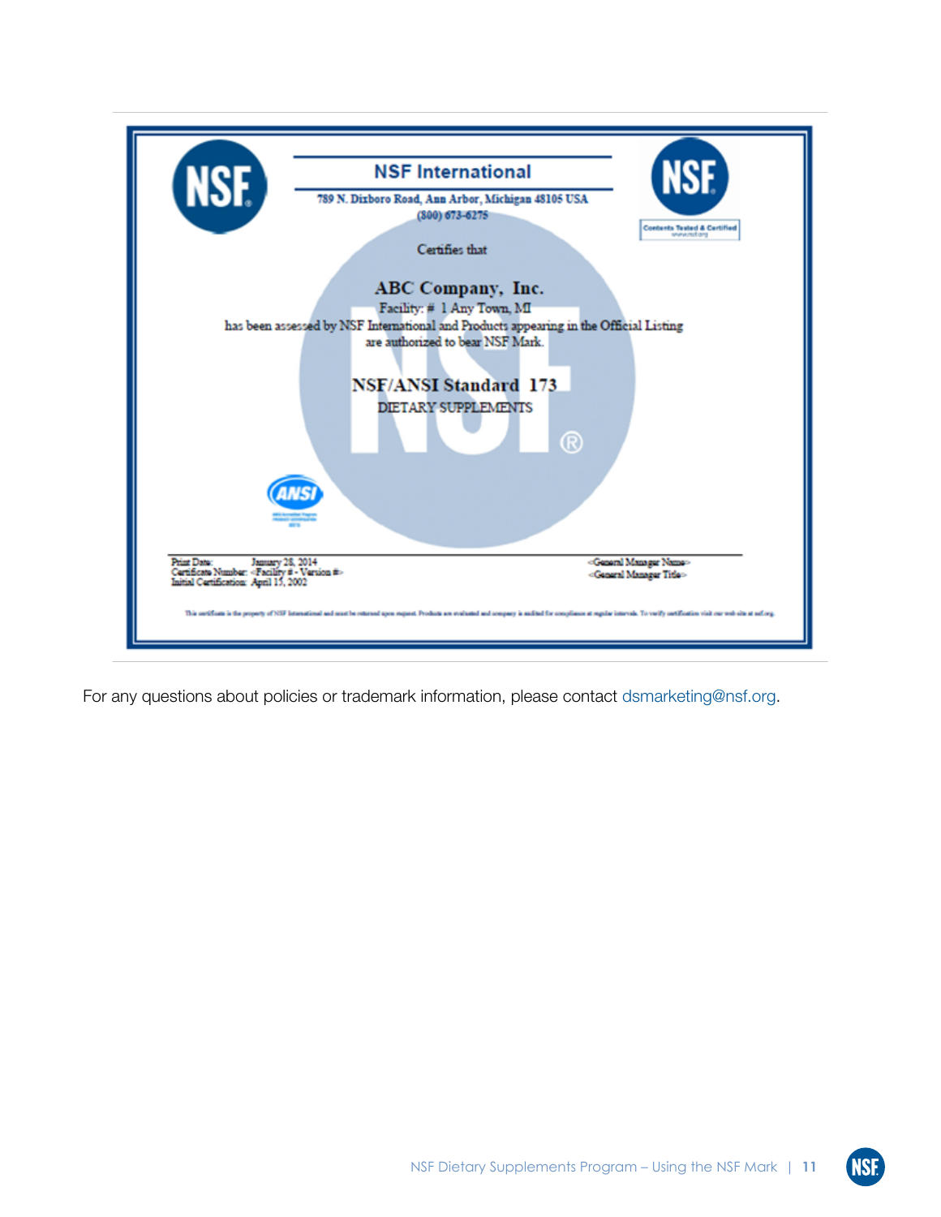NSF International

789 N. Dixboro Road, Ann Arbor, Michigan 48105 USA
(800) 673-6275

Contents Tested & Certified
www.nsf.org

Certifies that

**ABC Company, Inc.**

Facility: # 1 Any Town, MI

has been assessed by NSF International and Products appearing in the Official Listing are authorized to bear NSF Mark.

**NSF/ANSI Standard 173**

DIETARY SUPPLEMENTS

Print Date: January 28, 2014
Certificate Number: <Facility # - Version #>
Initial Certification: April 15, 2002

<General Manager Name>
<General Manager Title>

This certificate is the property of NSF International and must be returned upon request. Products are evaluated and company is audited for compliance at regular intervals. To verify certification visit our web site at nsf.org.

For any questions about policies or trademark information, please contact dsmarketing@nsf.org.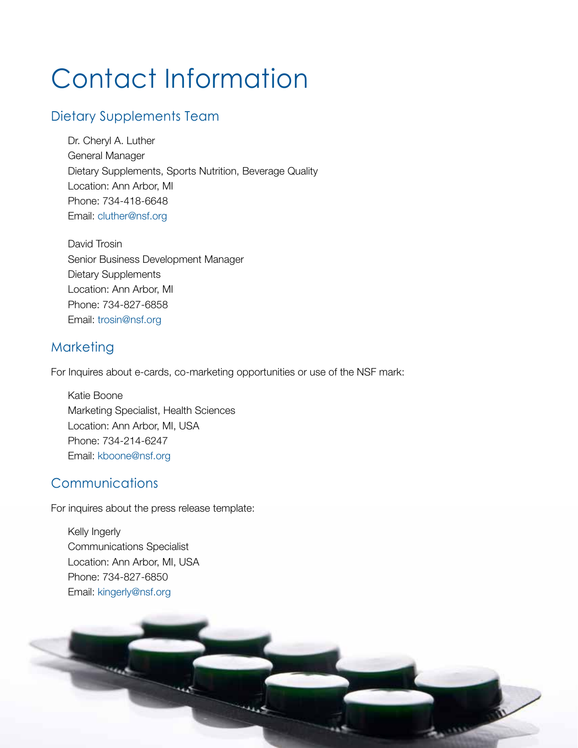# Contact Information

## Dietary Supplements Team

Dr. Cheryl A. Luther
General Manager
Dietary Supplements, Sports Nutrition, Beverage Quality
Location: Ann Arbor, MI
Phone: 734-418-6648
Email: cluther@nsf.org

David Trosin
Senior Business Development Manager
Dietary Supplements
Location: Ann Arbor, MI
Phone: 734-827-6858
Email: trosin@nsf.org

## Marketing

For Inquires about e-cards, co-marketing opportunities or use of the NSF mark:

Katie Boone
Marketing Specialist, Health Sciences
Location: Ann Arbor, MI, USA
Phone: 734-214-6247
Email: kboone@nsf.org

## Communications

For inquires about the press release template:

Kelly Ingerly
Communications Specialist
Location: Ann Arbor, MI, USA
Phone: 734-827-6850
Email: kingerly@nsf.org